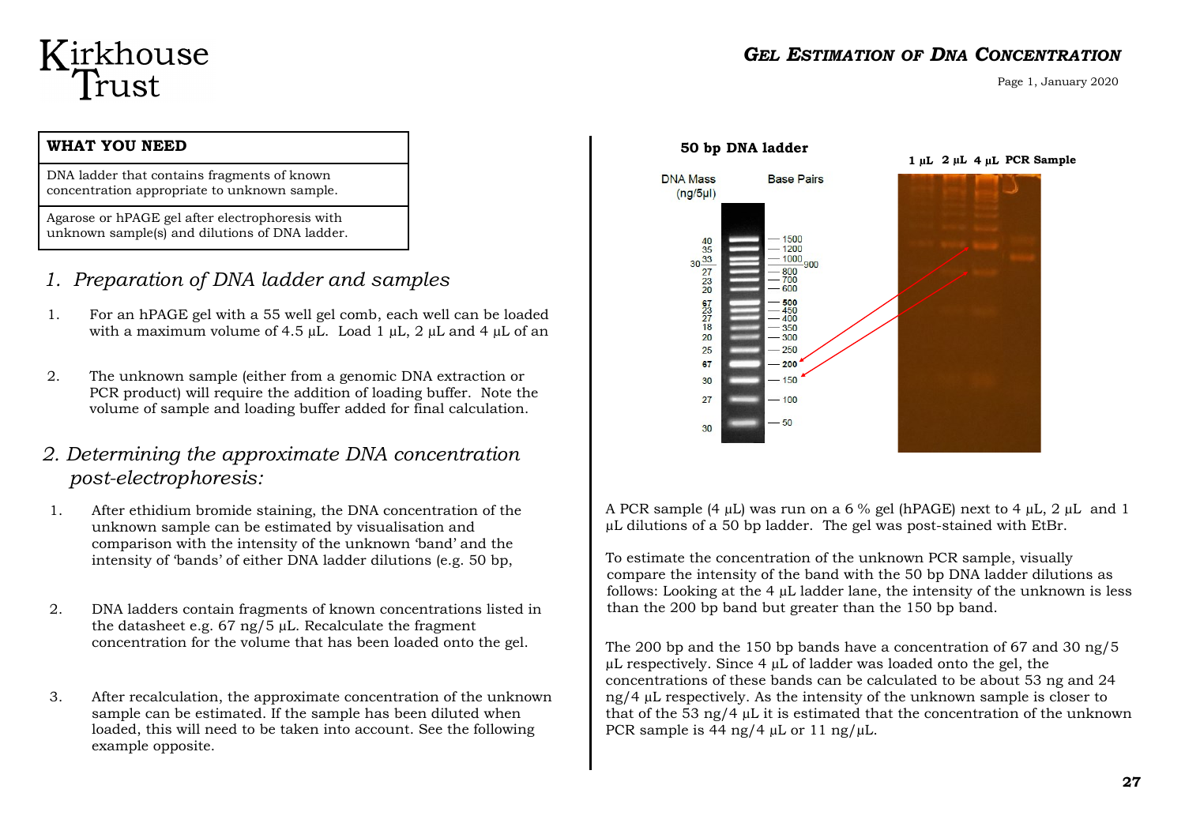# Kirkhouse Trust

## GEL ESTIMATION OF DNA CONCENTRATION

| WHAT YOU NEED |
| --- |
| DNA ladder that contains fragments of known concentration appropriate to unknown sample. |
| Agarose or hPAGE gel after electrophoresis with unknown sample(s) and dilutions of DNA ladder. |

## 1. Preparation of DNA ladder and samples

1. For an hPAGE gel with a 55 well gel comb, each well can be loaded with a maximum volume of 4.5 µL. Load 1 µL, 2 µL and 4 µL of an

2. The unknown sample (either from a genomic DNA extraction or PCR product) will require the addition of loading buffer. Note the volume of sample and loading buffer added for final calculation.

## 2. Determining the approximate DNA concentration post-electrophoresis:

1. After ethidium bromide staining, the DNA concentration of the unknown sample can be estimated by visualisation and comparison with the intensity of the unknown 'band' and the intensity of 'bands' of either DNA ladder dilutions (e.g. 50 bp,

2. DNA ladders contain fragments of known concentrations listed in the datasheet e.g. 67 ng/5 µL. Recalculate the fragment concentration for the volume that has been loaded onto the gel.

3. After recalculation, the approximate concentration of the unknown sample can be estimated. If the sample has been diluted when loaded, this will need to be taken into account. See the following example opposite.

**50 bp DNA ladder**

| DNA Mass (ng/5µl) | Base Pairs |
| --- | --- |
| 40 | 1500 |
| 35 | 1200 |
| 33 / 30 | 1000 / 900 |
| 27 | 800 |
| 23 | 700 |
| 20 | 600 |
| 67 | 500 |
| 23 | 450 |
| 27 | 400 |
| 18 | 350 |
| 20 | 300 |
| 25 | 250 |
| 67 | 200 |
| 30 | 150 |
| 27 | 100 |
| 30 | 50 |

**1 µL 2 µL 4 µL PCR Sample**

A PCR sample (4 µL) was run on a 6 % gel (hPAGE) next to 4 µL, 2 µL and 1 µL dilutions of a 50 bp ladder. The gel was post-stained with EtBr.

To estimate the concentration of the unknown PCR sample, visually compare the intensity of the band with the 50 bp DNA ladder dilutions as follows: Looking at the 4 µL ladder lane, the intensity of the unknown is less than the 200 bp band but greater than the 150 bp band.

The 200 bp and the 150 bp bands have a concentration of 67 and 30 ng/5 µL respectively. Since 4 µL of ladder was loaded onto the gel, the concentrations of these bands can be calculated to be about 53 ng and 24 ng/4 µL respectively. As the intensity of the unknown sample is closer to that of the 53 ng/4 µL it is estimated that the concentration of the unknown PCR sample is 44 ng/4 µL or 11 ng/µL.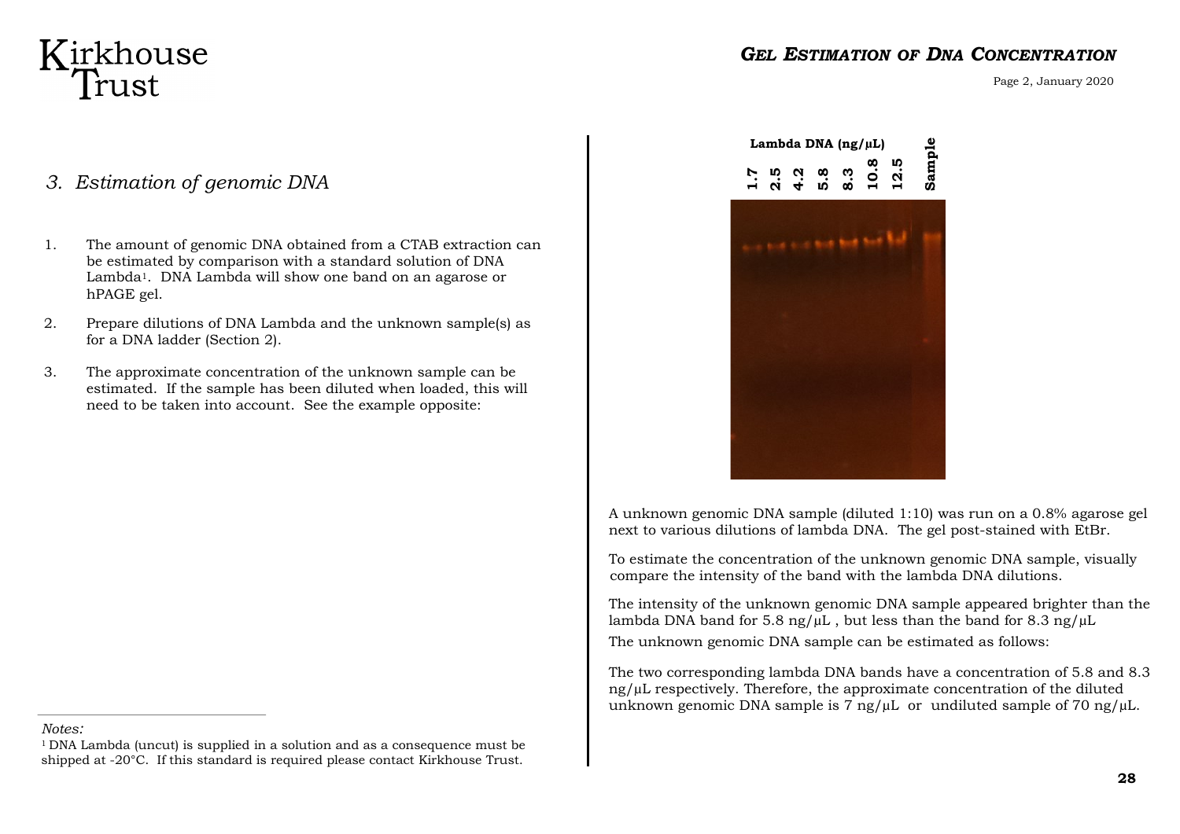## 3. Estimation of genomic DNA

1. The amount of genomic DNA obtained from a CTAB extraction can be estimated by comparison with a standard solution of DNA Lambda[1]. DNA Lambda will show one band on an agarose or hPAGE gel.
2. Prepare dilutions of DNA Lambda and the unknown sample(s) as for a DNA ladder (Section 2).
3. The approximate concentration of the unknown sample can be estimated. If the sample has been diluted when loaded, this will need to be taken into account. See the example opposite:

Lambda DNA (ng/μL)

1.7
2.5
4.2
5.8
8.3
10.8
12.5
Sample

A unknown genomic DNA sample (diluted 1:10) was run on a 0.8% agarose gel next to various dilutions of lambda DNA. The gel post-stained with EtBr.

To estimate the concentration of the unknown genomic DNA sample, visually compare the intensity of the band with the lambda DNA dilutions.

The intensity of the unknown genomic DNA sample appeared brighter than the lambda DNA band for 5.8 ng/μL , but less than the band for 8.3 ng/μL

The unknown genomic DNA sample can be estimated as follows:

The two corresponding lambda DNA bands have a concentration of 5.8 and 8.3 ng/μL respectively. Therefore, the approximate concentration of the diluted unknown genomic DNA sample is 7 ng/μL or undiluted sample of 70 ng/μL.

---

*Notes:*

[1] DNA Lambda (uncut) is supplied in a solution and as a consequence must be shipped at -20°C. If this standard is required please contact Kirkhouse Trust.